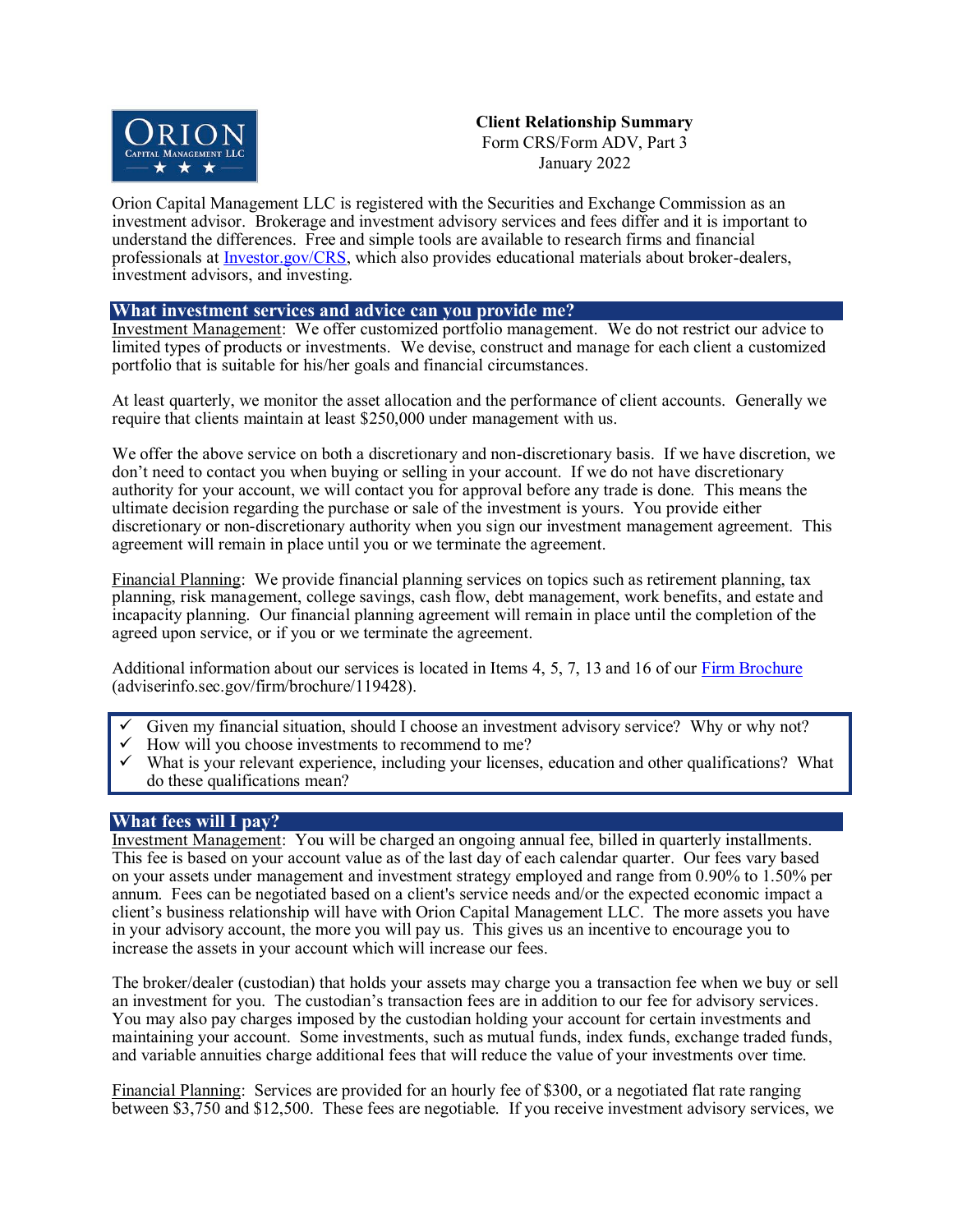**Client Relationship Summary**
Form CRS/Form ADV, Part 3
January 2022

Orion Capital Management LLC is registered with the Securities and Exchange Commission as an investment advisor. Brokerage and investment advisory services and fees differ and it is important to understand the differences. Free and simple tools are available to research firms and financial professionals at [Investor.gov/CRS](Investor.gov/CRS), which also provides educational materials about broker-dealers, investment advisors, and investing.

## What investment services and advice can you provide me?

Investment Management: We offer customized portfolio management. We do not restrict our advice to limited types of products or investments. We devise, construct and manage for each client a customized portfolio that is suitable for his/her goals and financial circumstances.

At least quarterly, we monitor the asset allocation and the performance of client accounts. Generally we require that clients maintain at least $250,000 under management with us.

We offer the above service on both a discretionary and non-discretionary basis. If we have discretion, we don't need to contact you when buying or selling in your account. If we do not have discretionary authority for your account, we will contact you for approval before any trade is done. This means the ultimate decision regarding the purchase or sale of the investment is yours. You provide either discretionary or non-discretionary authority when you sign our investment management agreement. This agreement will remain in place until you or we terminate the agreement.

Financial Planning: We provide financial planning services on topics such as retirement planning, tax planning, risk management, college savings, cash flow, debt management, work benefits, and estate and incapacity planning. Our financial planning agreement will remain in place until the completion of the agreed upon service, or if you or we terminate the agreement.

Additional information about our services is located in Items 4, 5, 7, 13 and 16 of our [Firm Brochure](adviserinfo.sec.gov/firm/brochure/119428) (adviserinfo.sec.gov/firm/brochure/119428).

- ✓ Given my financial situation, should I choose an investment advisory service? Why or why not?
- ✓ How will you choose investments to recommend to me?
- ✓ What is your relevant experience, including your licenses, education and other qualifications? What do these qualifications mean?

## What fees will I pay?

Investment Management: You will be charged an ongoing annual fee, billed in quarterly installments. This fee is based on your account value as of the last day of each calendar quarter. Our fees vary based on your assets under management and investment strategy employed and range from 0.90% to 1.50% per annum. Fees can be negotiated based on a client's service needs and/or the expected economic impact a client's business relationship will have with Orion Capital Management LLC. The more assets you have in your advisory account, the more you will pay us. This gives us an incentive to encourage you to increase the assets in your account which will increase our fees.

The broker/dealer (custodian) that holds your assets may charge you a transaction fee when we buy or sell an investment for you. The custodian's transaction fees are in addition to our fee for advisory services. You may also pay charges imposed by the custodian holding your account for certain investments and maintaining your account. Some investments, such as mutual funds, index funds, exchange traded funds, and variable annuities charge additional fees that will reduce the value of your investments over time.

Financial Planning: Services are provided for an hourly fee of $300, or a negotiated flat rate ranging between $3,750 and $12,500. These fees are negotiable. If you receive investment advisory services, we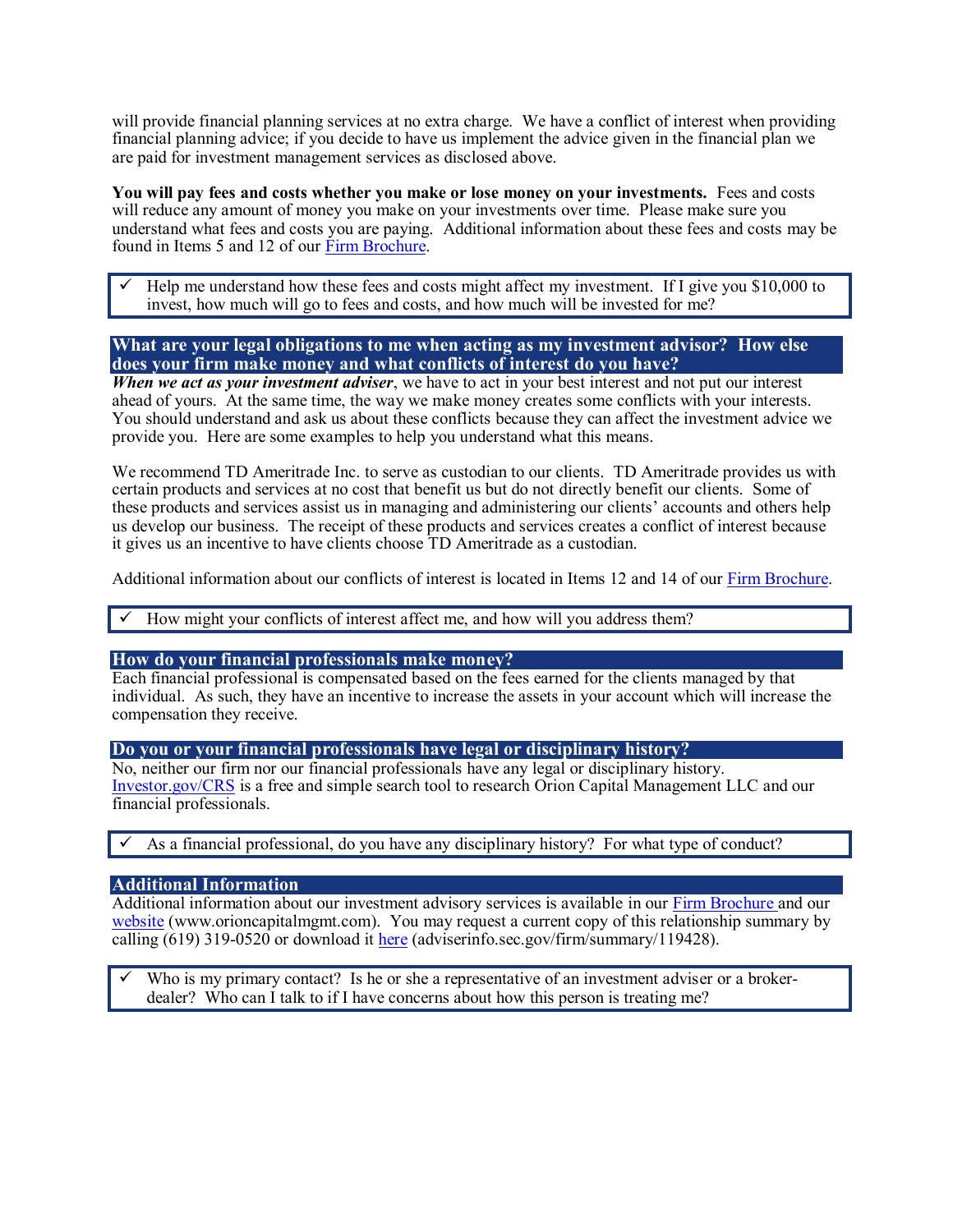will provide financial planning services at no extra charge. We have a conflict of interest when providing financial planning advice; if you decide to have us implement the advice given in the financial plan we are paid for investment management services as disclosed above.

**You will pay fees and costs whether you make or lose money on your investments.** Fees and costs will reduce any amount of money you make on your investments over time. Please make sure you understand what fees and costs you are paying. Additional information about these fees and costs may be found in Items 5 and 12 of our Firm Brochure.

> ✓ Help me understand how these fees and costs might affect my investment. If I give you $10,000 to invest, how much will go to fees and costs, and how much will be invested for me?

## What are your legal obligations to me when acting as my investment advisor? How else does your firm make money and what conflicts of interest do you have?

***When we act as your investment adviser***, we have to act in your best interest and not put our interest ahead of yours. At the same time, the way we make money creates some conflicts with your interests. You should understand and ask us about these conflicts because they can affect the investment advice we provide you. Here are some examples to help you understand what this means.

We recommend TD Ameritrade Inc. to serve as custodian to our clients. TD Ameritrade provides us with certain products and services at no cost that benefit us but do not directly benefit our clients. Some of these products and services assist us in managing and administering our clients' accounts and others help us develop our business. The receipt of these products and services creates a conflict of interest because it gives us an incentive to have clients choose TD Ameritrade as a custodian.

Additional information about our conflicts of interest is located in Items 12 and 14 of our Firm Brochure.

> ✓ How might your conflicts of interest affect me, and how will you address them?

## How do your financial professionals make money?

Each financial professional is compensated based on the fees earned for the clients managed by that individual. As such, they have an incentive to increase the assets in your account which will increase the compensation they receive.

## Do you or your financial professionals have legal or disciplinary history?

No, neither our firm nor our financial professionals have any legal or disciplinary history. Investor.gov/CRS is a free and simple search tool to research Orion Capital Management LLC and our financial professionals.

> ✓ As a financial professional, do you have any disciplinary history? For what type of conduct?

## Additional Information

Additional information about our investment advisory services is available in our Firm Brochure and our website (www.orioncapitalmgmt.com). You may request a current copy of this relationship summary by calling (619) 319-0520 or download it here (adviserinfo.sec.gov/firm/summary/119428).

> ✓ Who is my primary contact? Is he or she a representative of an investment adviser or a broker-dealer? Who can I talk to if I have concerns about how this person is treating me?